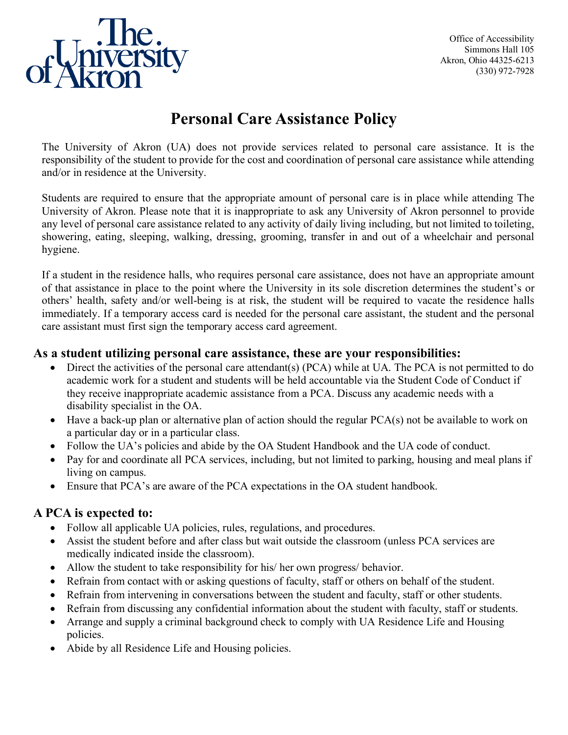Office of Accessibility
Simmons Hall 105
Akron, Ohio 44325-6213
(330) 972-7928

# Personal Care Assistance Policy

The University of Akron (UA) does not provide services related to personal care assistance. It is the responsibility of the student to provide for the cost and coordination of personal care assistance while attending and/or in residence at the University.

Students are required to ensure that the appropriate amount of personal care is in place while attending The University of Akron. Please note that it is inappropriate to ask any University of Akron personnel to provide any level of personal care assistance related to any activity of daily living including, but not limited to toileting, showering, eating, sleeping, walking, dressing, grooming, transfer in and out of a wheelchair and personal hygiene.

If a student in the residence halls, who requires personal care assistance, does not have an appropriate amount of that assistance in place to the point where the University in its sole discretion determines the student's or others' health, safety and/or well-being is at risk, the student will be required to vacate the residence halls immediately. If a temporary access card is needed for the personal care assistant, the student and the personal care assistant must first sign the temporary access card agreement.

## As a student utilizing personal care assistance, these are your responsibilities:

- Direct the activities of the personal care attendant(s) (PCA) while at UA. The PCA is not permitted to do academic work for a student and students will be held accountable via the Student Code of Conduct if they receive inappropriate academic assistance from a PCA. Discuss any academic needs with a disability specialist in the OA.
- Have a back-up plan or alternative plan of action should the regular PCA(s) not be available to work on a particular day or in a particular class.
- Follow the UA's policies and abide by the OA Student Handbook and the UA code of conduct.
- Pay for and coordinate all PCA services, including, but not limited to parking, housing and meal plans if living on campus.
- Ensure that PCA's are aware of the PCA expectations in the OA student handbook.

## A PCA is expected to:

- Follow all applicable UA policies, rules, regulations, and procedures.
- Assist the student before and after class but wait outside the classroom (unless PCA services are medically indicated inside the classroom).
- Allow the student to take responsibility for his/ her own progress/ behavior.
- Refrain from contact with or asking questions of faculty, staff or others on behalf of the student.
- Refrain from intervening in conversations between the student and faculty, staff or other students.
- Refrain from discussing any confidential information about the student with faculty, staff or students.
- Arrange and supply a criminal background check to comply with UA Residence Life and Housing policies.
- Abide by all Residence Life and Housing policies.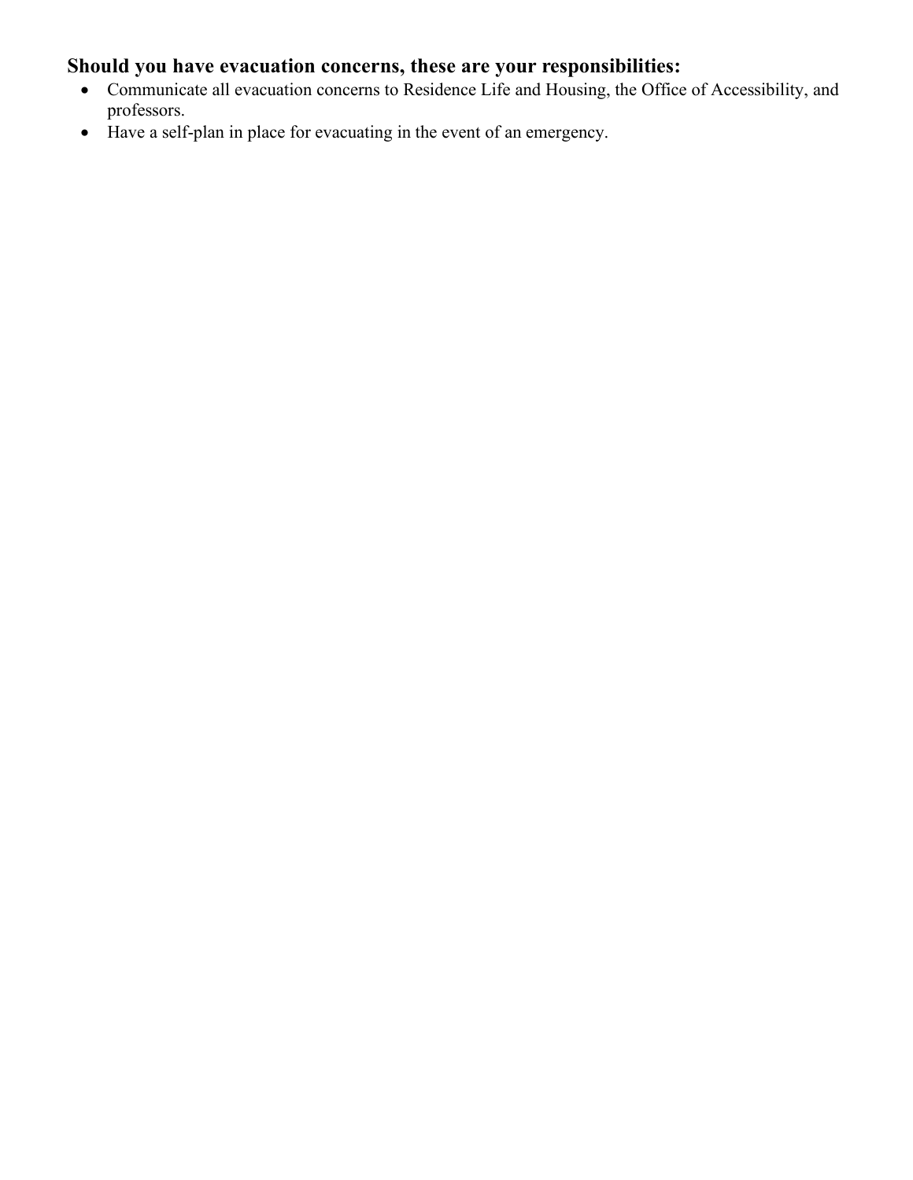### Should you have evacuation concerns, these are your responsibilities:

- Communicate all evacuation concerns to Residence Life and Housing, the Office of Accessibility, and professors.
- Have a self-plan in place for evacuating in the event of an emergency.